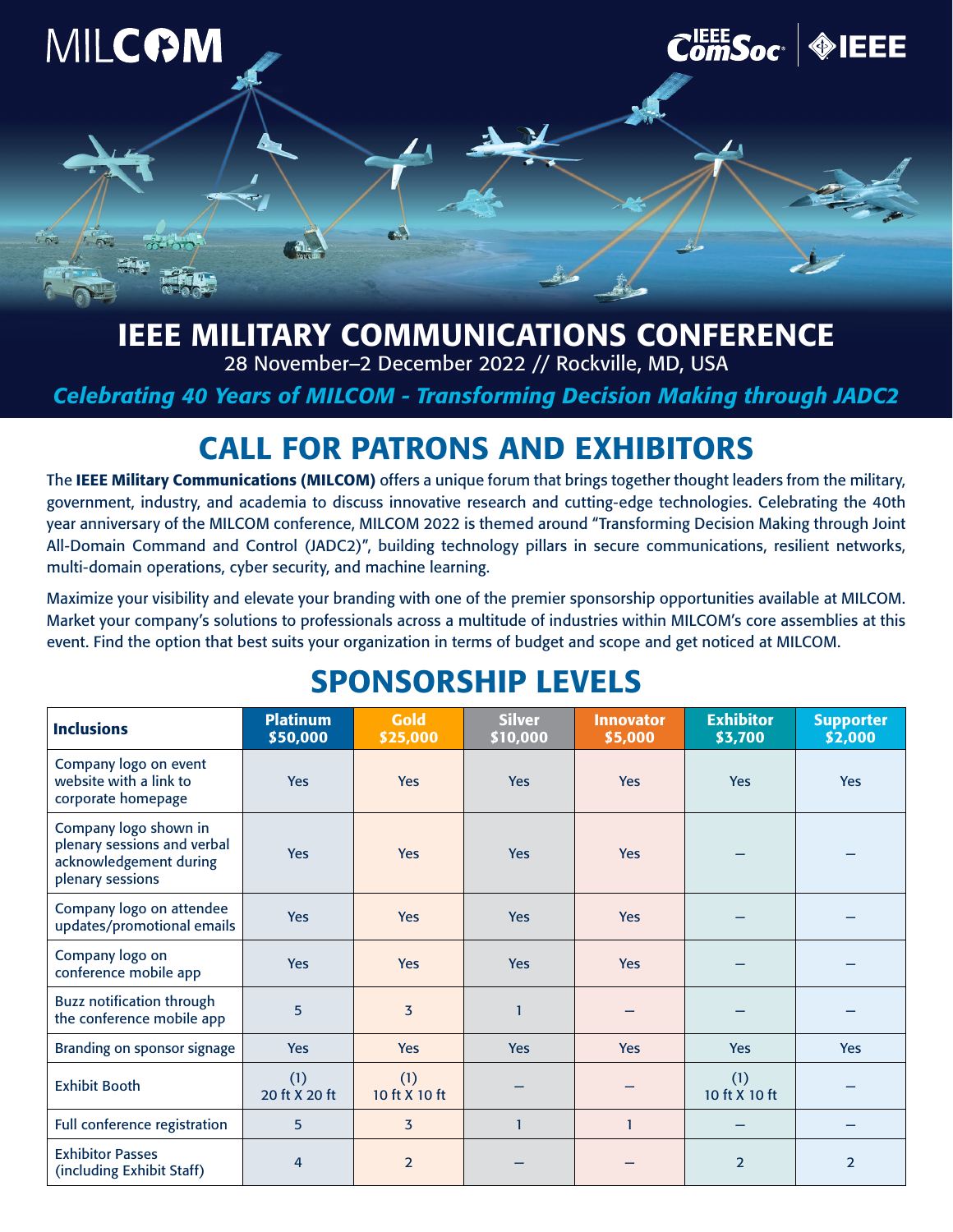MILCOM

IEEE ComSoc | IEEE

# IEEE MILITARY COMMUNICATIONS CONFERENCE

28 November–2 December 2022 // Rockville, MD, USA

*Celebrating 40 Years of MILCOM - Transforming Decision Making through JADC2*

## CALL FOR PATRONS AND EXHIBITORS

The **IEEE Military Communications (MILCOM)** offers a unique forum that brings together thought leaders from the military, government, industry, and academia to discuss innovative research and cutting-edge technologies. Celebrating the 40th year anniversary of the MILCOM conference, MILCOM 2022 is themed around "Transforming Decision Making through Joint All-Domain Command and Control (JADC2)", building technology pillars in secure communications, resilient networks, multi-domain operations, cyber security, and machine learning.

Maximize your visibility and elevate your branding with one of the premier sponsorship opportunities available at MILCOM. Market your company's solutions to professionals across a multitude of industries within MILCOM's core assemblies at this event. Find the option that best suits your organization in terms of budget and scope and get noticed at MILCOM.

## SPONSORSHIP LEVELS

| Inclusions | Platinum $50,000 | Gold $25,000 | Silver $10,000 | Innovator $5,000 | Exhibitor $3,700 | Supporter $2,000 |
|---|---|---|---|---|---|---|
| Company logo on event website with a link to corporate homepage | Yes | Yes | Yes | Yes | Yes | Yes |
| Company logo shown in plenary sessions and verbal acknowledgement during plenary sessions | Yes | Yes | Yes | Yes | – | – |
| Company logo on attendee updates/promotional emails | Yes | Yes | Yes | Yes | – | – |
| Company logo on conference mobile app | Yes | Yes | Yes | Yes | – | – |
| Buzz notification through the conference mobile app | 5 | 3 | 1 | – | – | – |
| Branding on sponsor signage | Yes | Yes | Yes | Yes | Yes | Yes |
| Exhibit Booth | (1) 20 ft X 20 ft | (1) 10 ft X 10 ft | – | – | (1) 10 ft X 10 ft | – |
| Full conference registration | 5 | 3 | 1 | 1 | – | – |
| Exhibitor Passes (including Exhibit Staff) | 4 | 2 | – | – | 2 | 2 |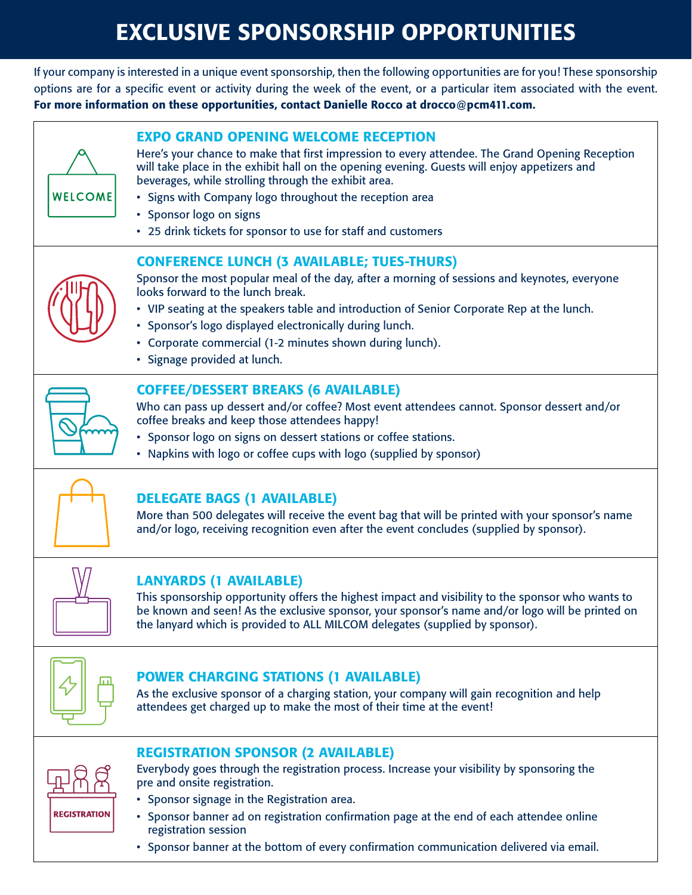# EXCLUSIVE SPONSORSHIP OPPORTUNITIES

If your company is interested in a unique event sponsorship, then the following opportunities are for you! These sponsorship options are for a specific event or activity during the week of the event, or a particular item associated with the event. **For more information on these opportunities, contact Danielle Rocco at drocco@pcm411.com.**

## EXPO GRAND OPENING WELCOME RECEPTION

Here's your chance to make that first impression to every attendee. The Grand Opening Reception will take place in the exhibit hall on the opening evening. Guests will enjoy appetizers and beverages, while strolling through the exhibit area.

- Signs with Company logo throughout the reception area
- Sponsor logo on signs
- 25 drink tickets for sponsor to use for staff and customers

## CONFERENCE LUNCH (3 AVAILABLE; TUES-THURS)

Sponsor the most popular meal of the day, after a morning of sessions and keynotes, everyone looks forward to the lunch break.

- VIP seating at the speakers table and introduction of Senior Corporate Rep at the lunch.
- Sponsor's logo displayed electronically during lunch.
- Corporate commercial (1-2 minutes shown during lunch).
- Signage provided at lunch.

## COFFEE/DESSERT BREAKS (6 AVAILABLE)

Who can pass up dessert and/or coffee? Most event attendees cannot. Sponsor dessert and/or coffee breaks and keep those attendees happy!

- Sponsor logo on signs on dessert stations or coffee stations.
- Napkins with logo or coffee cups with logo (supplied by sponsor)

## DELEGATE BAGS (1 AVAILABLE)

More than 500 delegates will receive the event bag that will be printed with your sponsor's name and/or logo, receiving recognition even after the event concludes (supplied by sponsor).

## LANYARDS (1 AVAILABLE)

This sponsorship opportunity offers the highest impact and visibility to the sponsor who wants to be known and seen! As the exclusive sponsor, your sponsor's name and/or logo will be printed on the lanyard which is provided to ALL MILCOM delegates (supplied by sponsor).

## POWER CHARGING STATIONS (1 AVAILABLE)

As the exclusive sponsor of a charging station, your company will gain recognition and help attendees get charged up to make the most of their time at the event!

## REGISTRATION SPONSOR (2 AVAILABLE)

Everybody goes through the registration process. Increase your visibility by sponsoring the pre and onsite registration.

- Sponsor signage in the Registration area.
- Sponsor banner ad on registration confirmation page at the end of each attendee online registration session
- Sponsor banner at the bottom of every confirmation communication delivered via email.